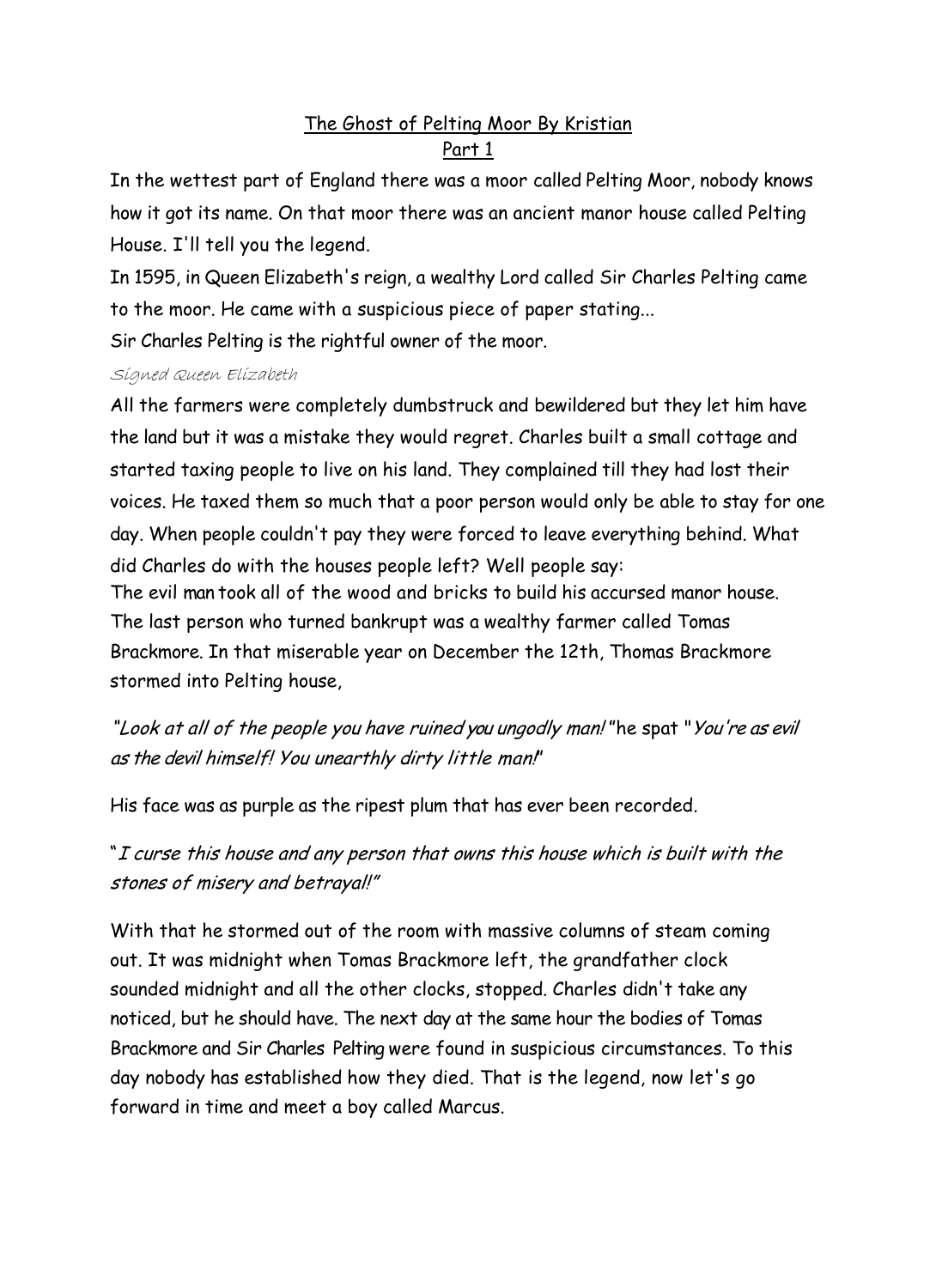# The Ghost of Pelting Moor By Kristian

## Part 1

In the wettest part of England there was a moor called Pelting Moor, nobody knows how it got its name. On that moor there was an ancient manor house called Pelting House. I'll tell you the legend.

In 1595, in Queen Elizabeth's reign, a wealthy Lord called Sir Charles Pelting came to the moor. He came with a suspicious piece of paper stating...

Sir Charles Pelting is the rightful owner of the moor.

*Signed Queen Elizabeth*

All the farmers were completely dumbstruck and bewildered but they let him have the land but it was a mistake they would regret. Charles built a small cottage and started taxing people to live on his land. They complained till they had lost their voices. He taxed them so much that a poor person would only be able to stay for one day. When people couldn't pay they were forced to leave everything behind. What did Charles do with the houses people left? Well people say:

The evil man took all of the wood and bricks to build his accursed manor house. The last person who turned bankrupt was a wealthy farmer called Tomas Brackmore. In that miserable year on December the 12th, Thomas Brackmore stormed into Pelting house,

*"Look at all of the people you have ruined you ungodly man!"* he spat *"You're as evil as the devil himself! You unearthly dirty little man!"*

His face was as purple as the ripest plum that has ever been recorded.

*"I curse this house and any person that owns this house which is built with the stones of misery and betrayal!"*

With that he stormed out of the room with massive columns of steam coming out. It was midnight when Tomas Brackmore left, the grandfather clock sounded midnight and all the other clocks, stopped. Charles didn't take any noticed, but he should have. The next day at the same hour the bodies of Tomas Brackmore and Sir Charles Pelting were found in suspicious circumstances. To this day nobody has established how they died. That is the legend, now let's go forward in time and meet a boy called Marcus.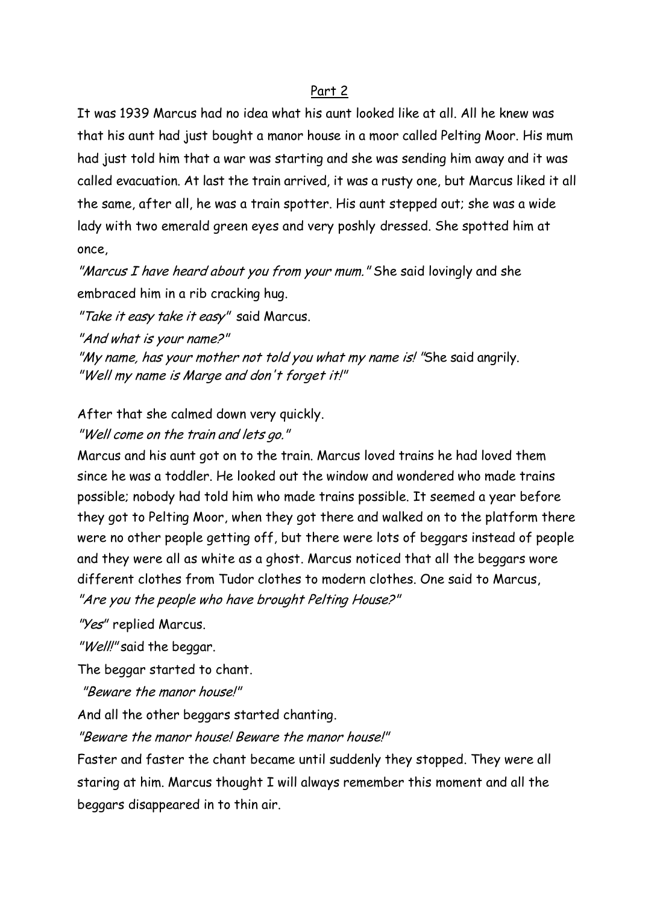Part 2

It was 1939 Marcus had no idea what his aunt looked like at all. All he knew was that his aunt had just bought a manor house in a moor called Pelting Moor. His mum had just told him that a war was starting and she was sending him away and it was called evacuation. At last the train arrived, it was a rusty one, but Marcus liked it all the same, after all, he was a train spotter. His aunt stepped out; she was a wide lady with two emerald green eyes and very poshly dressed. She spotted him at once,

*"Marcus I have heard about you from your mum."* She said lovingly and she embraced him in a rib cracking hug.

*"Take it easy take it easy"* said Marcus.

*"And what is your name?"*

*"My name, has your mother not told you what my name is! "*She said angrily.
*"Well my name is Marge and don't forget it!"*

After that she calmed down very quickly.

*"Well come on the train and lets go."*

Marcus and his aunt got on to the train. Marcus loved trains he had loved them since he was a toddler. He looked out the window and wondered who made trains possible; nobody had told him who made trains possible. It seemed a year before they got to Pelting Moor, when they got there and walked on to the platform there were no other people getting off, but there were lots of beggars instead of people and they were all as white as a ghost. Marcus noticed that all the beggars wore different clothes from Tudor clothes to modern clothes. One said to Marcus,
*"Are you the people who have brought Pelting House?"*

*"Yes"* replied Marcus.

*"Well!"* said the beggar.

The beggar started to chant.

*"Beware the manor house!"*

And all the other beggars started chanting.

*"Beware the manor house! Beware the manor house!"*

Faster and faster the chant became until suddenly they stopped. They were all staring at him. Marcus thought I will always remember this moment and all the beggars disappeared in to thin air.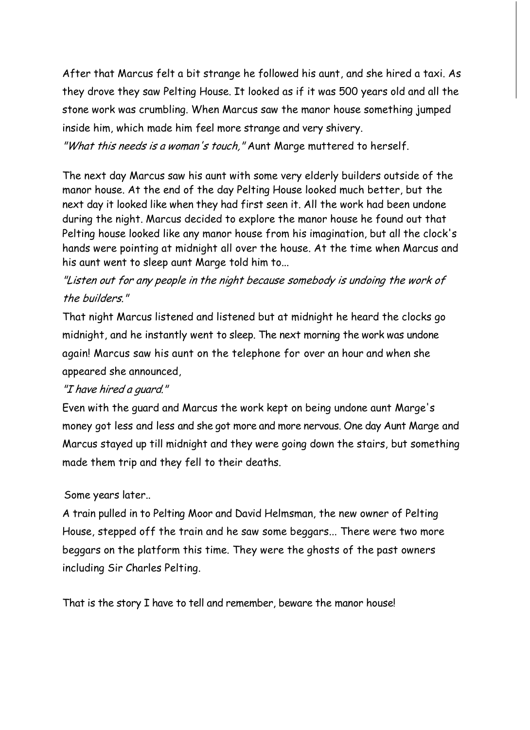After that Marcus felt a bit strange he followed his aunt, and she hired a taxi. As they drove they saw Pelting House. It looked as if it was 500 years old and all the stone work was crumbling. When Marcus saw the manor house something jumped inside him, which made him feel more strange and very shivery.

*"What this needs is a woman's touch,"* Aunt Marge muttered to herself.

The next day Marcus saw his aunt with some very elderly builders outside of the manor house. At the end of the day Pelting House looked much better, but the next day it looked like when they had first seen it. All the work had been undone during the night. Marcus decided to explore the manor house he found out that Pelting house looked like any manor house from his imagination, but all the clock's hands were pointing at midnight all over the house. At the time when Marcus and his aunt went to sleep aunt Marge told him to...

*"Listen out for any people in the night because somebody is undoing the work of the builders."*

That night Marcus listened and listened but at midnight he heard the clocks go midnight, and he instantly went to sleep. The next morning the work was undone again! Marcus saw his aunt on the telephone for over an hour and when she appeared she announced,

*"I have hired a guard."*

Even with the guard and Marcus the work kept on being undone aunt Marge's money got less and less and she got more and more nervous. One day Aunt Marge and Marcus stayed up till midnight and they were going down the stairs, but something made them trip and they fell to their deaths.

Some years later..

A train pulled in to Pelting Moor and David Helmsman, the new owner of Pelting House, stepped off the train and he saw some beggars... There were two more beggars on the platform this time. They were the ghosts of the past owners including Sir Charles Pelting.

That is the story I have to tell and remember, beware the manor house!